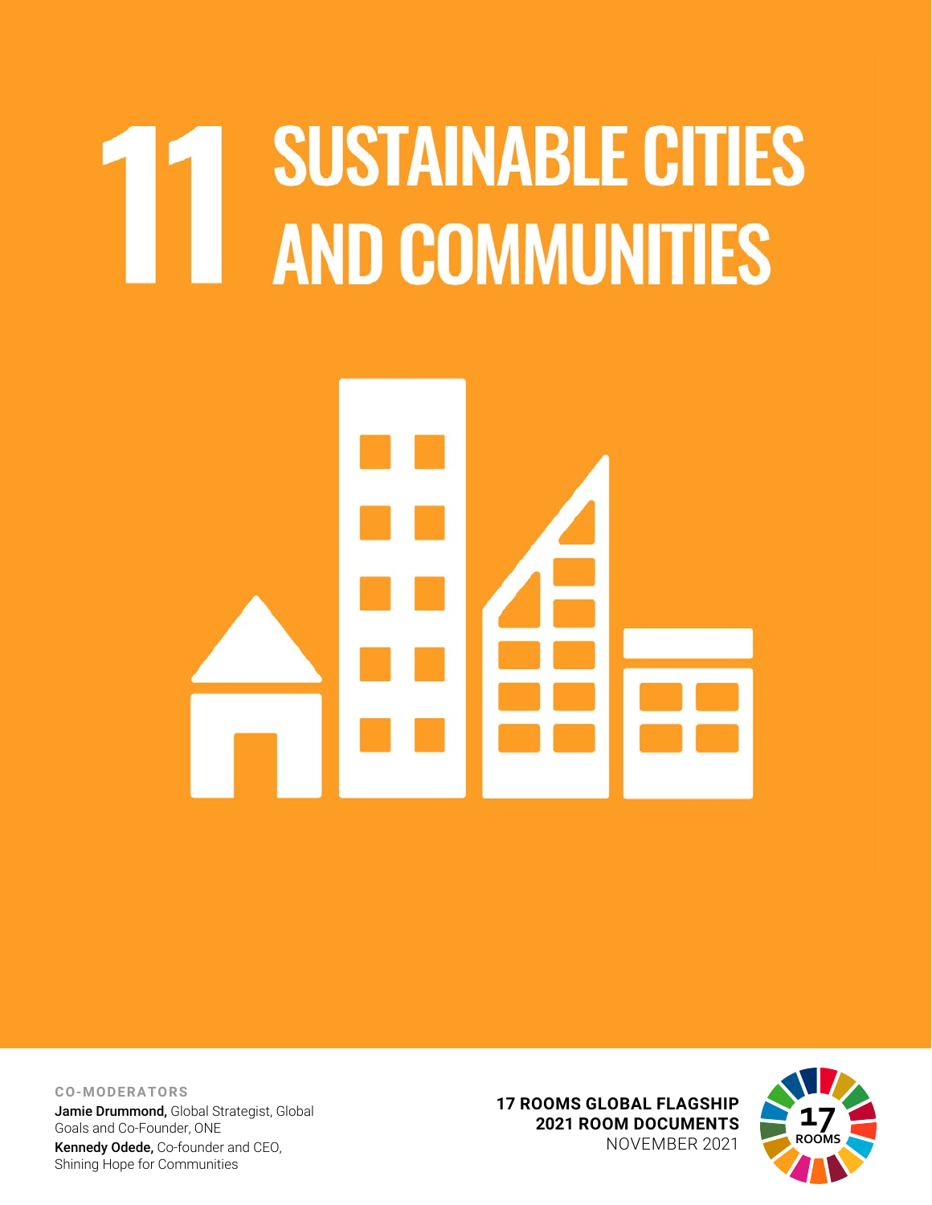# 11 SUSTAINABLE CITIES AND COMMUNITIES

**CO-MODERATORS**

**Jamie Drummond,** Global Strategist, Global Goals and Co-Founder, ONE

**Kennedy Odede,** Co-founder and CEO, Shining Hope for Communities

**17 ROOMS GLOBAL FLAGSHIP**
**2021 ROOM DOCUMENTS**
NOVEMBER 2021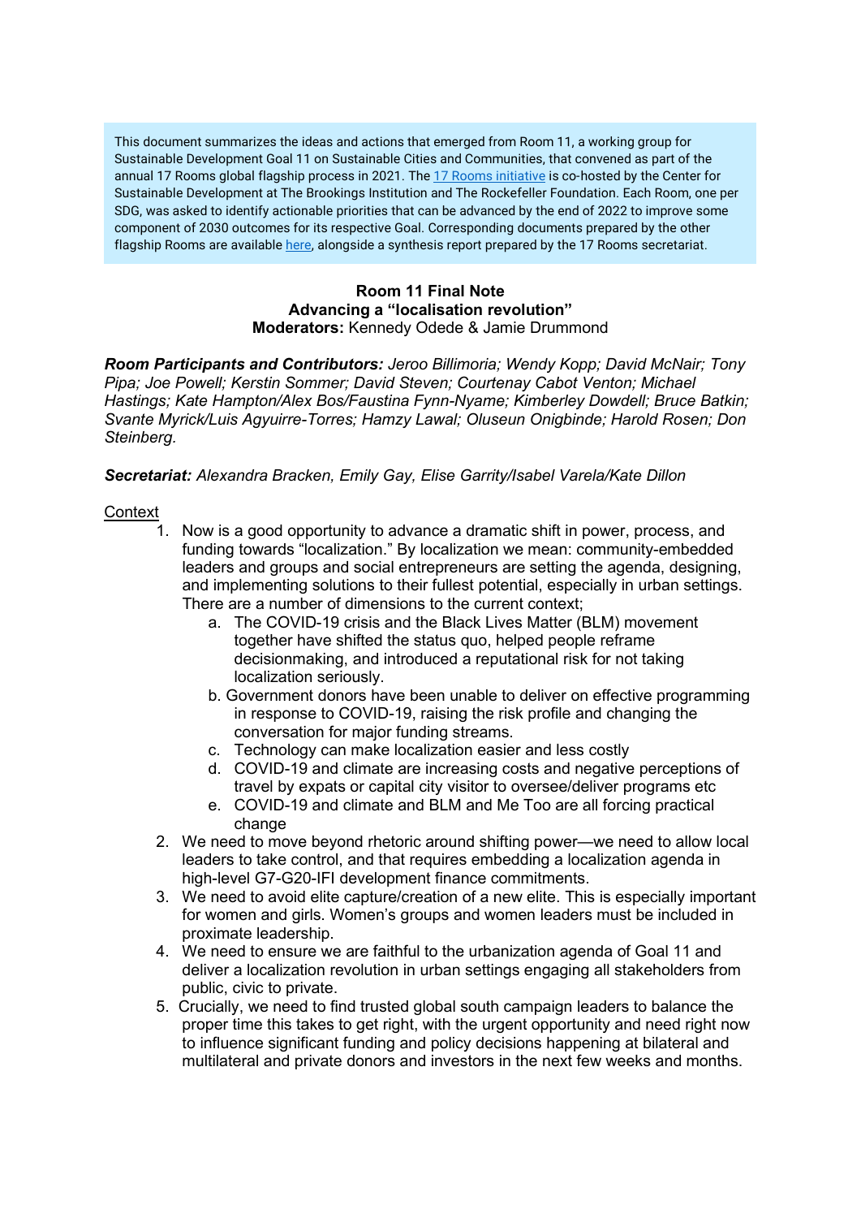This document summarizes the ideas and actions that emerged from Room 11, a working group for Sustainable Development Goal 11 on Sustainable Cities and Communities, that convened as part of the annual 17 Rooms global flagship process in 2021. The 17 Rooms initiative is co-hosted by the Center for Sustainable Development at The Brookings Institution and The Rockefeller Foundation. Each Room, one per SDG, was asked to identify actionable priorities that can be advanced by the end of 2022 to improve some component of 2030 outcomes for its respective Goal. Corresponding documents prepared by the other flagship Rooms are available here, alongside a synthesis report prepared by the 17 Rooms secretariat.

**Room 11 Final Note**
**Advancing a "localisation revolution"**
**Moderators:** Kennedy Odede & Jamie Drummond

***Room Participants and Contributors:*** *Jeroo Billimoria; Wendy Kopp; David McNair; Tony Pipa; Joe Powell; Kerstin Sommer; David Steven; Courtenay Cabot Venton; Michael Hastings; Kate Hampton/Alex Bos/Faustina Fynn-Nyame; Kimberley Dowdell; Bruce Batkin; Svante Myrick/Luis Agyuirre-Torres; Hamzy Lawal; Oluseun Onigbinde; Harold Rosen; Don Steinberg.*

***Secretariat:*** *Alexandra Bracken, Emily Gay, Elise Garrity/Isabel Varela/Kate Dillon*

Context

1. Now is a good opportunity to advance a dramatic shift in power, process, and funding towards "localization." By localization we mean: community-embedded leaders and groups and social entrepreneurs are setting the agenda, designing, and implementing solutions to their fullest potential, especially in urban settings. There are a number of dimensions to the current context;
    a. The COVID-19 crisis and the Black Lives Matter (BLM) movement together have shifted the status quo, helped people reframe decisionmaking, and introduced a reputational risk for not taking localization seriously.
    b. Government donors have been unable to deliver on effective programming in response to COVID-19, raising the risk profile and changing the conversation for major funding streams.
    c. Technology can make localization easier and less costly
    d. COVID-19 and climate are increasing costs and negative perceptions of travel by expats or capital city visitor to oversee/deliver programs etc
    e. COVID-19 and climate and BLM and Me Too are all forcing practical change
2. We need to move beyond rhetoric around shifting power—we need to allow local leaders to take control, and that requires embedding a localization agenda in high-level G7-G20-IFI development finance commitments.
3. We need to avoid elite capture/creation of a new elite. This is especially important for women and girls. Women's groups and women leaders must be included in proximate leadership.
4. We need to ensure we are faithful to the urbanization agenda of Goal 11 and deliver a localization revolution in urban settings engaging all stakeholders from public, civic to private.
5. Crucially, we need to find trusted global south campaign leaders to balance the proper time this takes to get right, with the urgent opportunity and need right now to influence significant funding and policy decisions happening at bilateral and multilateral and private donors and investors in the next few weeks and months.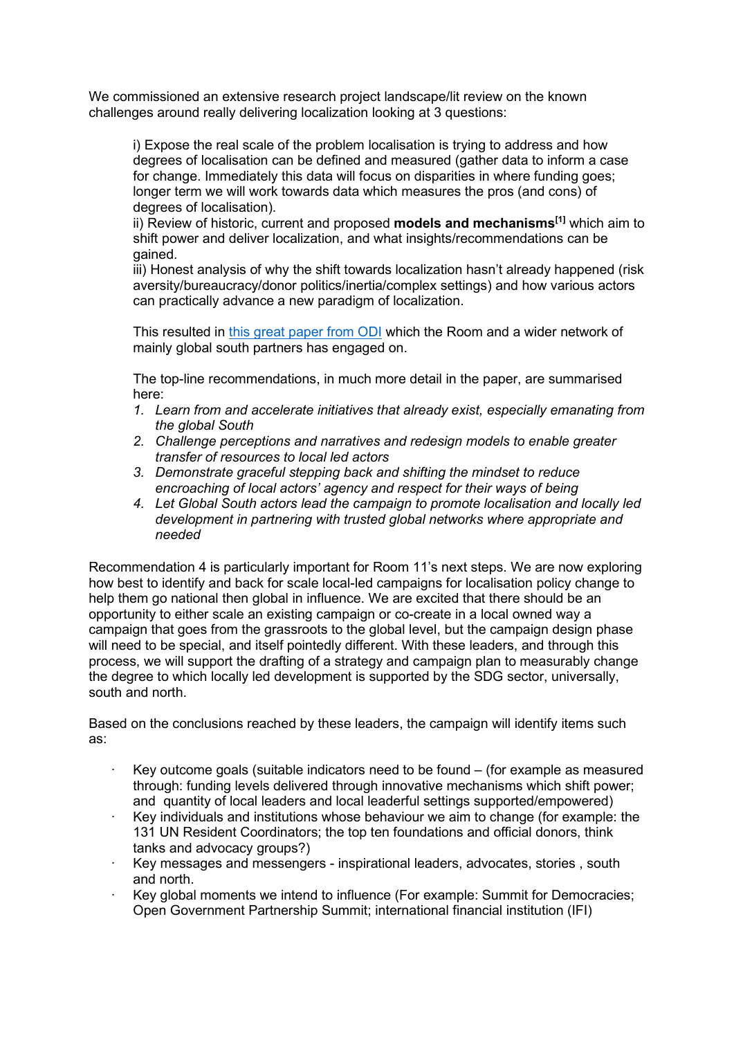We commissioned an extensive research project landscape/lit review on the known challenges around really delivering localization looking at 3 questions:

i) Expose the real scale of the problem localisation is trying to address and how degrees of localisation can be defined and measured (gather data to inform a case for change. Immediately this data will focus on disparities in where funding goes; longer term we will work towards data which measures the pros (and cons) of degrees of localisation).
ii) Review of historic, current and proposed **models and mechanisms**[1] which aim to shift power and deliver localization, and what insights/recommendations can be gained.
iii) Honest analysis of why the shift towards localization hasn't already happened (risk aversity/bureaucracy/donor politics/inertia/complex settings) and how various actors can practically advance a new paradigm of localization.

This resulted in [this great paper from ODI]() which the Room and a wider network of mainly global south partners has engaged on.

The top-line recommendations, in much more detail in the paper, are summarised here:

1. *Learn from and accelerate initiatives that already exist, especially emanating from the global South*
2. *Challenge perceptions and narratives and redesign models to enable greater transfer of resources to local led actors*
3. *Demonstrate graceful stepping back and shifting the mindset to reduce encroaching of local actors' agency and respect for their ways of being*
4. *Let Global South actors lead the campaign to promote localisation and locally led development in partnering with trusted global networks where appropriate and needed*

Recommendation 4 is particularly important for Room 11's next steps. We are now exploring how best to identify and back for scale local-led campaigns for localisation policy change to help them go national then global in influence. We are excited that there should be an opportunity to either scale an existing campaign or co-create in a local owned way a campaign that goes from the grassroots to the global level, but the campaign design phase will need to be special, and itself pointedly different. With these leaders, and through this process, we will support the drafting of a strategy and campaign plan to measurably change the degree to which locally led development is supported by the SDG sector, universally, south and north.

Based on the conclusions reached by these leaders, the campaign will identify items such as:

- Key outcome goals (suitable indicators need to be found – (for example as measured through: funding levels delivered through innovative mechanisms which shift power; and quantity of local leaders and local leaderful settings supported/empowered)
- Key individuals and institutions whose behaviour we aim to change (for example: the 131 UN Resident Coordinators; the top ten foundations and official donors, think tanks and advocacy groups?)
- Key messages and messengers - inspirational leaders, advocates, stories , south and north.
- Key global moments we intend to influence (For example: Summit for Democracies; Open Government Partnership Summit; international financial institution (IFI)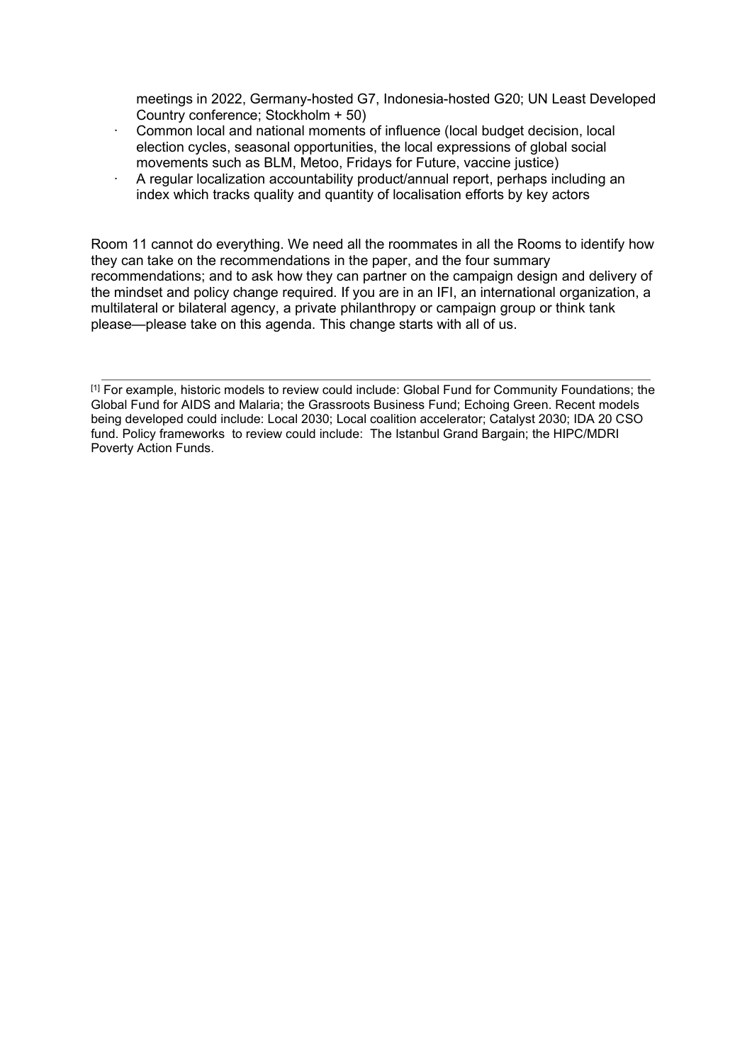meetings in 2022, Germany-hosted G7, Indonesia-hosted G20; UN Least Developed Country conference; Stockholm + 50)

- Common local and national moments of influence (local budget decision, local election cycles, seasonal opportunities, the local expressions of global social movements such as BLM, Metoo, Fridays for Future, vaccine justice)
- A regular localization accountability product/annual report, perhaps including an index which tracks quality and quantity of localisation efforts by key actors

Room 11 cannot do everything. We need all the roommates in all the Rooms to identify how they can take on the recommendations in the paper, and the four summary recommendations; and to ask how they can partner on the campaign design and delivery of the mindset and policy change required. If you are in an IFI, an international organization, a multilateral or bilateral agency, a private philanthropy or campaign group or think tank please—please take on this agenda. This change starts with all of us.

---

[1] For example, historic models to review could include: Global Fund for Community Foundations; the Global Fund for AIDS and Malaria; the Grassroots Business Fund; Echoing Green. Recent models being developed could include: Local 2030; Local coalition accelerator; Catalyst 2030; IDA 20 CSO fund. Policy frameworks to review could include: The Istanbul Grand Bargain; the HIPC/MDRI Poverty Action Funds.